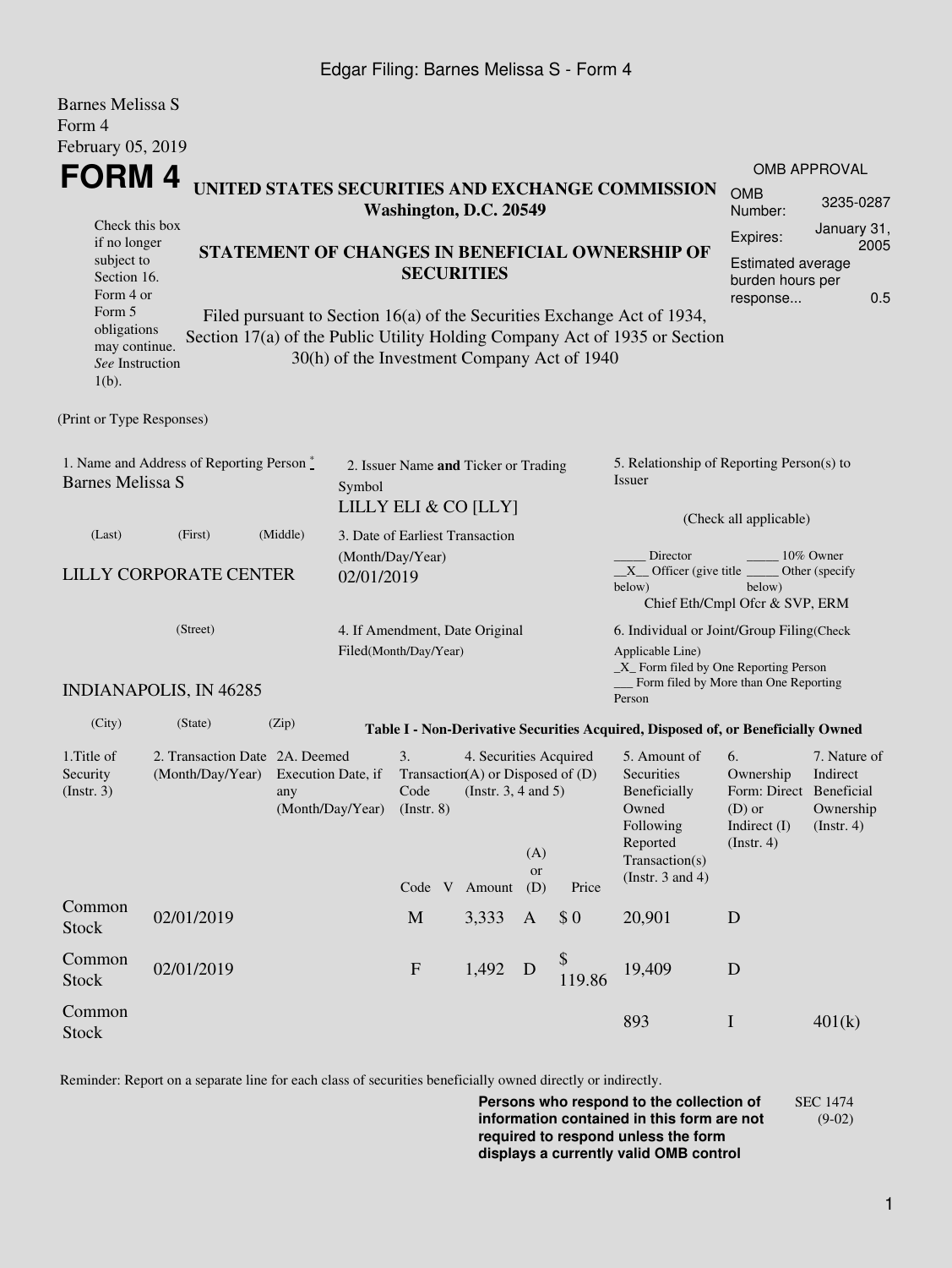Edgar Filing: Barnes Melissa S - Form 4

Barnes Melissa S
Form 4
February 05, 2019

# FORM 4

Check this box if no longer subject to Section 16. Form 4 or Form 5 obligations may continue. *See* Instruction 1(b).

**UNITED STATES SECURITIES AND EXCHANGE COMMISSION**
**Washington, D.C. 20549**

**STATEMENT OF CHANGES IN BENEFICIAL OWNERSHIP OF SECURITIES**

Filed pursuant to Section 16(a) of the Securities Exchange Act of 1934, Section 17(a) of the Public Utility Holding Company Act of 1935 or Section 30(h) of the Investment Company Act of 1940

| OMB APPROVAL | |
|---|---|
| OMB Number: | 3235-0287 |
| Expires: | January 31, 2005 |
| Estimated average burden hours per response... | 0.5 |

(Print or Type Responses)

1. Name and Address of Reporting Person *
Barnes Melissa S

(Last) (First) (Middle)

LILLY CORPORATE CENTER

(Street)

INDIANAPOLIS, IN 46285

(City) (State) (Zip)

2. Issuer Name **and** Ticker or Trading Symbol
LILLY ELI & CO [LLY]

3. Date of Earliest Transaction (Month/Day/Year)
02/01/2019

4. If Amendment, Date Original Filed(Month/Day/Year)

5. Relationship of Reporting Person(s) to Issuer

(Check all applicable)

_____ Director _____ 10% Owner
__X__ Officer (give title below) _____ Other (specify below)
Chief Eth/Cmpl Ofcr & SVP, ERM

6. Individual or Joint/Group Filing(Check Applicable Line)
_X_ Form filed by One Reporting Person
___ Form filed by More than One Reporting Person

**Table I - Non-Derivative Securities Acquired, Disposed of, or Beneficially Owned**

| 1.Title of Security (Instr. 3) | 2. Transaction Date (Month/Day/Year) | 2A. Deemed Execution Date, if any (Month/Day/Year) | 3. Transaction Code (Instr. 8) | | 4. Securities Acquired (A) or Disposed of (D) (Instr. 3, 4 and 5) | | | 5. Amount of Securities Beneficially Owned Following Reported Transaction(s) (Instr. 3 and 4) | 6. Ownership Form: Direct (D) or Indirect (I) (Instr. 4) | 7. Nature of Indirect Beneficial Ownership (Instr. 4) |
|---|---|---|---|---|---|---|---|---|---|---|
| | | | Code | V | Amount | (A) or (D) | Price | | | |
| Common Stock | 02/01/2019 | | M | | 3,333 | A | $ 0 | 20,901 | D | |
| Common Stock | 02/01/2019 | | F | | 1,492 | D | $ 119.86 | 19,409 | D | |
| Common Stock | | | | | | | | 893 | I | 401(k) |

Reminder: Report on a separate line for each class of securities beneficially owned directly or indirectly.

**Persons who respond to the collection of information contained in this form are not required to respond unless the form displays a currently valid OMB control**

SEC 1474 (9-02)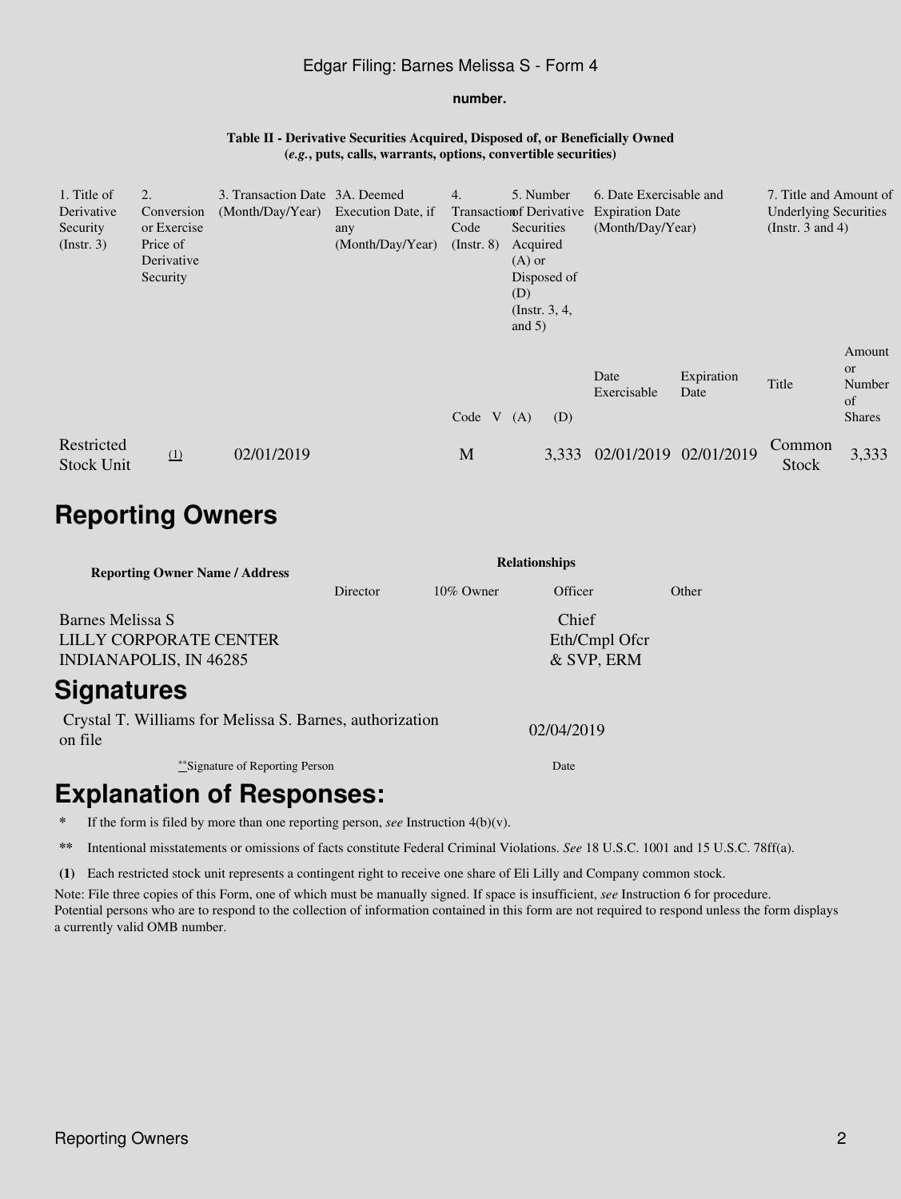number.

**Table II - Derivative Securities Acquired, Disposed of, or Beneficially Owned**
**(*e.g.*, puts, calls, warrants, options, convertible securities)**

| 1. Title of Derivative Security (Instr. 3) | 2. Conversion or Exercise Price of Derivative Security | 3. Transaction Date (Month/Day/Year) | 3A. Deemed Execution Date, if any (Month/Day/Year) | 4. Transaction Code (Instr. 8) | | 5. Number of Derivative Securities Acquired (A) or Disposed of (D) (Instr. 3, 4, and 5) | | 6. Date Exercisable and Expiration Date (Month/Day/Year) | | 7. Title and Amount of Underlying Securities (Instr. 3 and 4) | |
|---|---|---|---|---|---|---|---|---|---|---|---|
| | | | | Code | V | (A) | (D) | Date Exercisable | Expiration Date | Title | Amount or Number of Shares |
| Restricted Stock Unit | (1) | 02/01/2019 | | M | | | 3,333 | 02/01/2019 | 02/01/2019 | Common Stock | 3,333 |

# Reporting Owners

| Reporting Owner Name / Address | Relationships | | | |
|---|---|---|---|---|
| | Director | 10% Owner | Officer | Other |
| Barnes Melissa S<br>LILLY CORPORATE CENTER<br>INDIANAPOLIS, IN 46285 | | | Chief Eth/Cmpl Ofcr & SVP, ERM | |

# Signatures

| | |
|---|---|
| Crystal T. Williams for Melissa S. Barnes, authorization on file | 02/04/2019 |
| **Signature of Reporting Person | Date |

# Explanation of Responses:

* If the form is filed by more than one reporting person, *see* Instruction 4(b)(v).

** Intentional misstatements or omissions of facts constitute Federal Criminal Violations. *See* 18 U.S.C. 1001 and 15 U.S.C. 78ff(a).

(1) Each restricted stock unit represents a contingent right to receive one share of Eli Lilly and Company common stock.

Note: File three copies of this Form, one of which must be manually signed. If space is insufficient, *see* Instruction 6 for procedure.
Potential persons who are to respond to the collection of information contained in this form are not required to respond unless the form displays a currently valid OMB number.